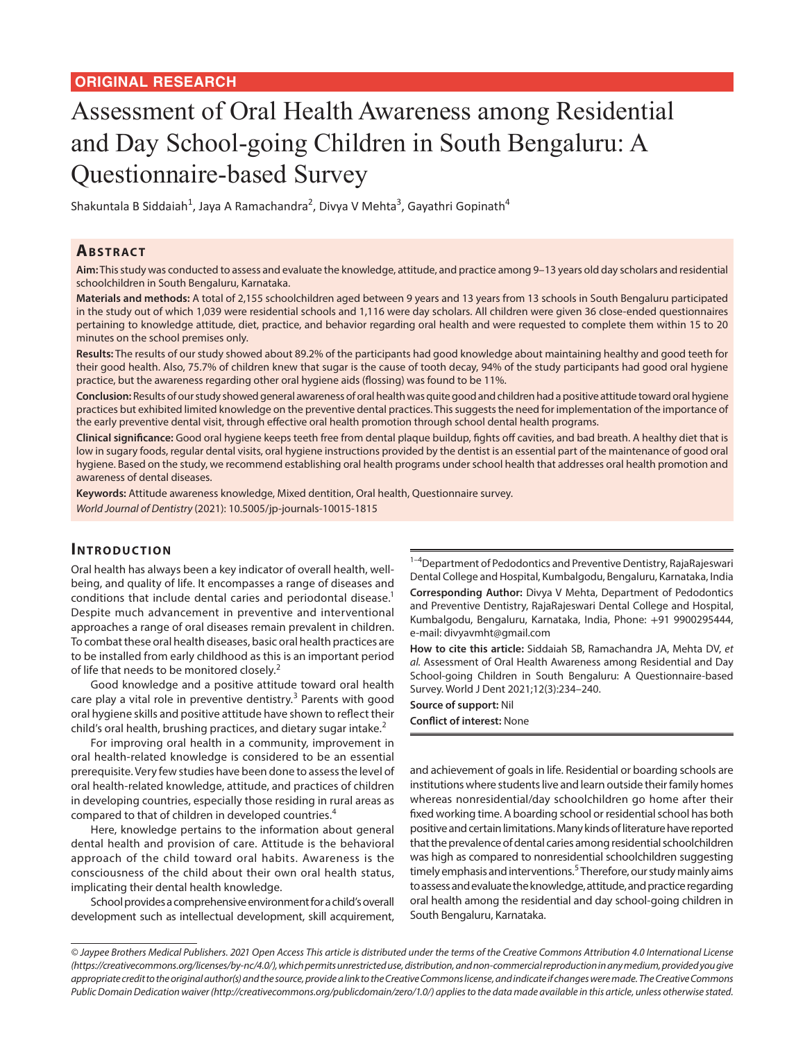ORIGINAL RESEARCH

# Assessment of Oral Health Awareness among Residential and Day School-going Children in South Bengaluru: A Questionnaire-based Survey

Shakuntala B Siddaiah[1], Jaya A Ramachandra[2], Divya V Mehta[3], Gayathri Gopinath[4]

## Abstract

**Aim:** This study was conducted to assess and evaluate the knowledge, attitude, and practice among 9–13 years old day scholars and residential schoolchildren in South Bengaluru, Karnataka.

**Materials and methods:** A total of 2,155 schoolchildren aged between 9 years and 13 years from 13 schools in South Bengaluru participated in the study out of which 1,039 were residential schools and 1,116 were day scholars. All children were given 36 close-ended questionnaires pertaining to knowledge attitude, diet, practice, and behavior regarding oral health and were requested to complete them within 15 to 20 minutes on the school premises only.

**Results:** The results of our study showed about 89.2% of the participants had good knowledge about maintaining healthy and good teeth for their good health. Also, 75.7% of children knew that sugar is the cause of tooth decay, 94% of the study participants had good oral hygiene practice, but the awareness regarding other oral hygiene aids (flossing) was found to be 11%.

**Conclusion:** Results of our study showed general awareness of oral health was quite good and children had a positive attitude toward oral hygiene practices but exhibited limited knowledge on the preventive dental practices. This suggests the need for implementation of the importance of the early preventive dental visit, through effective oral health promotion through school dental health programs.

**Clinical significance:** Good oral hygiene keeps teeth free from dental plaque buildup, fights off cavities, and bad breath. A healthy diet that is low in sugary foods, regular dental visits, oral hygiene instructions provided by the dentist is an essential part of the maintenance of good oral hygiene. Based on the study, we recommend establishing oral health programs under school health that addresses oral health promotion and awareness of dental diseases.

**Keywords:** Attitude awareness knowledge, Mixed dentition, Oral health, Questionnaire survey.

*World Journal of Dentistry* (2021): 10.5005/jp-journals-10015-1815

## Introduction

Oral health has always been a key indicator of overall health, well-being, and quality of life. It encompasses a range of diseases and conditions that include dental caries and periodontal disease.[1] Despite much advancement in preventive and interventional approaches a range of oral diseases remain prevalent in children. To combat these oral health diseases, basic oral health practices are to be installed from early childhood as this is an important period of life that needs to be monitored closely.[2]

Good knowledge and a positive attitude toward oral health care play a vital role in preventive dentistry.[3] Parents with good oral hygiene skills and positive attitude have shown to reflect their child's oral health, brushing practices, and dietary sugar intake.[2]

For improving oral health in a community, improvement in oral health-related knowledge is considered to be an essential prerequisite. Very few studies have been done to assess the level of oral health-related knowledge, attitude, and practices of children in developing countries, especially those residing in rural areas as compared to that of children in developed countries.[4]

Here, knowledge pertains to the information about general dental health and provision of care. Attitude is the behavioral approach of the child toward oral habits. Awareness is the consciousness of the child about their own oral health status, implicating their dental health knowledge.

School provides a comprehensive environment for a child's overall development such as intellectual development, skill acquirement, and achievement of goals in life. Residential or boarding schools are institutions where students live and learn outside their family homes whereas nonresidential/day schoolchildren go home after their fixed working time. A boarding school or residential school has both positive and certain limitations. Many kinds of literature have reported that the prevalence of dental caries among residential schoolchildren was high as compared to nonresidential schoolchildren suggesting timely emphasis and interventions.[5] Therefore, our study mainly aims to assess and evaluate the knowledge, attitude, and practice regarding oral health among the residential and day school-going children in South Bengaluru, Karnataka.

[1–4]Department of Pedodontics and Preventive Dentistry, RajaRajeswari Dental College and Hospital, Kumbalgodu, Bengaluru, Karnataka, India

**Corresponding Author:** Divya V Mehta, Department of Pedodontics and Preventive Dentistry, RajaRajeswari Dental College and Hospital, Kumbalgodu, Bengaluru, Karnataka, India, Phone: +91 9900295444, e-mail: divyavmht@gmail.com

**How to cite this article:** Siddaiah SB, Ramachandra JA, Mehta DV, *et al.* Assessment of Oral Health Awareness among Residential and Day School-going Children in South Bengaluru: A Questionnaire-based Survey. World J Dent 2021;12(3):234–240.

**Source of support:** Nil

**Conflict of interest:** None

*© Jaypee Brothers Medical Publishers. 2021 Open Access This article is distributed under the terms of the Creative Commons Attribution 4.0 International License (https://creativecommons.org/licenses/by-nc/4.0/), which permits unrestricted use, distribution, and non-commercial reproduction in any medium, provided you give appropriate credit to the original author(s) and the source, provide a link to the Creative Commons license, and indicate if changes were made. The Creative Commons Public Domain Dedication waiver (http://creativecommons.org/publicdomain/zero/1.0/) applies to the data made available in this article, unless otherwise stated.*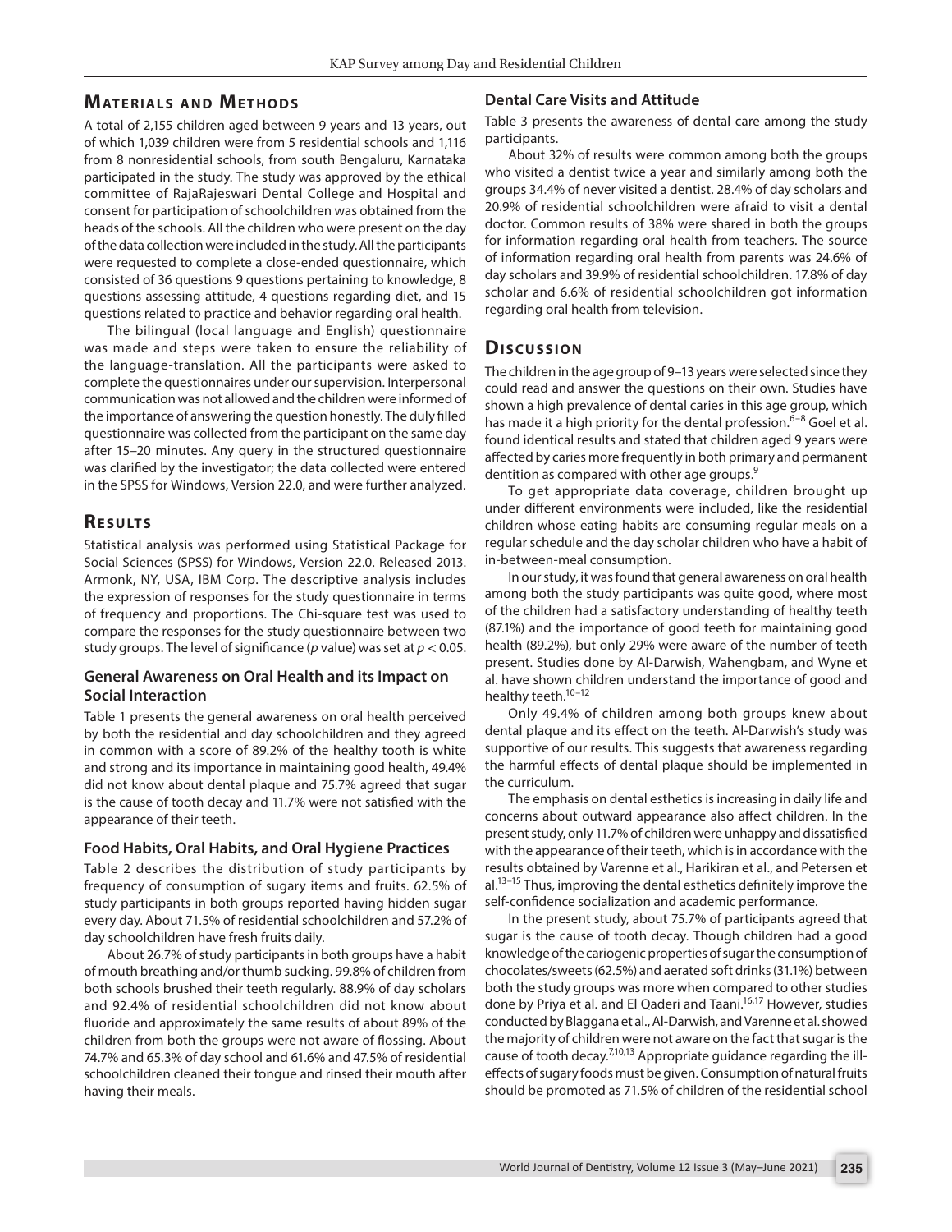## Materials and Methods

A total of 2,155 children aged between 9 years and 13 years, out of which 1,039 children were from 5 residential schools and 1,116 from 8 nonresidential schools, from south Bengaluru, Karnataka participated in the study. The study was approved by the ethical committee of RajaRajeswari Dental College and Hospital and consent for participation of schoolchildren was obtained from the heads of the schools. All the children who were present on the day of the data collection were included in the study. All the participants were requested to complete a close-ended questionnaire, which consisted of 36 questions 9 questions pertaining to knowledge, 8 questions assessing attitude, 4 questions regarding diet, and 15 questions related to practice and behavior regarding oral health.

The bilingual (local language and English) questionnaire was made and steps were taken to ensure the reliability of the language-translation. All the participants were asked to complete the questionnaires under our supervision. Interpersonal communication was not allowed and the children were informed of the importance of answering the question honestly. The duly filled questionnaire was collected from the participant on the same day after 15–20 minutes. Any query in the structured questionnaire was clarified by the investigator; the data collected were entered in the SPSS for Windows, Version 22.0, and were further analyzed.

## Results

Statistical analysis was performed using Statistical Package for Social Sciences (SPSS) for Windows, Version 22.0. Released 2013. Armonk, NY, USA, IBM Corp. The descriptive analysis includes the expression of responses for the study questionnaire in terms of frequency and proportions. The Chi-square test was used to compare the responses for the study questionnaire between two study groups. The level of significance ($p$ value) was set at $p < 0.05$.

### General Awareness on Oral Health and its Impact on Social Interaction

Table 1 presents the general awareness on oral health perceived by both the residential and day schoolchildren and they agreed in common with a score of 89.2% of the healthy tooth is white and strong and its importance in maintaining good health, 49.4% did not know about dental plaque and 75.7% agreed that sugar is the cause of tooth decay and 11.7% were not satisfied with the appearance of their teeth.

### Food Habits, Oral Habits, and Oral Hygiene Practices

Table 2 describes the distribution of study participants by frequency of consumption of sugary items and fruits. 62.5% of study participants in both groups reported having hidden sugar every day. About 71.5% of residential schoolchildren and 57.2% of day schoolchildren have fresh fruits daily.

About 26.7% of study participants in both groups have a habit of mouth breathing and/or thumb sucking. 99.8% of children from both schools brushed their teeth regularly. 88.9% of day scholars and 92.4% of residential schoolchildren did not know about fluoride and approximately the same results of about 89% of the children from both the groups were not aware of flossing. About 74.7% and 65.3% of day school and 61.6% and 47.5% of residential schoolchildren cleaned their tongue and rinsed their mouth after having their meals.

### Dental Care Visits and Attitude

Table 3 presents the awareness of dental care among the study participants.

About 32% of results were common among both the groups who visited a dentist twice a year and similarly among both the groups 34.4% of never visited a dentist. 28.4% of day scholars and 20.9% of residential schoolchildren were afraid to visit a dental doctor. Common results of 38% were shared in both the groups for information regarding oral health from teachers. The source of information regarding oral health from parents was 24.6% of day scholars and 39.9% of residential schoolchildren. 17.8% of day scholar and 6.6% of residential schoolchildren got information regarding oral health from television.

## Discussion

The children in the age group of 9–13 years were selected since they could read and answer the questions on their own. Studies have shown a high prevalence of dental caries in this age group, which has made it a high priority for the dental profession.[6–8] Goel et al. found identical results and stated that children aged 9 years were affected by caries more frequently in both primary and permanent dentition as compared with other age groups.[9]

To get appropriate data coverage, children brought up under different environments were included, like the residential children whose eating habits are consuming regular meals on a regular schedule and the day scholar children who have a habit of in-between-meal consumption.

In our study, it was found that general awareness on oral health among both the study participants was quite good, where most of the children had a satisfactory understanding of healthy teeth (87.1%) and the importance of good teeth for maintaining good health (89.2%), but only 29% were aware of the number of teeth present. Studies done by Al-Darwish, Wahengbam, and Wyne et al. have shown children understand the importance of good and healthy teeth.[10–12]

Only 49.4% of children among both groups knew about dental plaque and its effect on the teeth. Al-Darwish's study was supportive of our results. This suggests that awareness regarding the harmful effects of dental plaque should be implemented in the curriculum.

The emphasis on dental esthetics is increasing in daily life and concerns about outward appearance also affect children. In the present study, only 11.7% of children were unhappy and dissatisfied with the appearance of their teeth, which is in accordance with the results obtained by Varenne et al., Harikiran et al., and Petersen et al.[13–15] Thus, improving the dental esthetics definitely improve the self-confidence socialization and academic performance.

In the present study, about 75.7% of participants agreed that sugar is the cause of tooth decay. Though children had a good knowledge of the cariogenic properties of sugar the consumption of chocolates/sweets (62.5%) and aerated soft drinks (31.1%) between both the study groups was more when compared to other studies done by Priya et al. and El Qaderi and Taani.[16,17] However, studies conducted by Blaggana et al., Al-Darwish, and Varenne et al. showed the majority of children were not aware on the fact that sugar is the cause of tooth decay.[7,10,13] Appropriate guidance regarding the ill-effects of sugary foods must be given. Consumption of natural fruits should be promoted as 71.5% of children of the residential school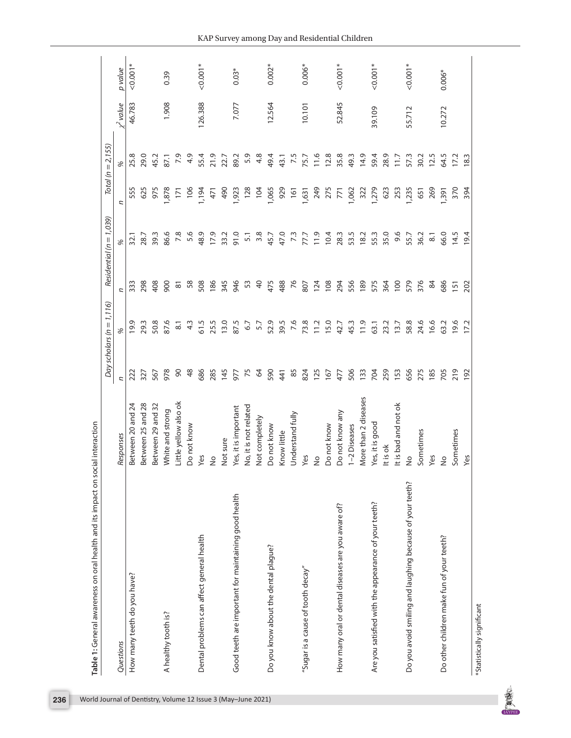**Table 1:** General awareness on oral health and its impact on social interaction

| Questions | Responses | Day scholars (n = 1,116) | | Residential (n = 1,039) | | Total (n = 2,155) | | $\chi^2$ value | p value |
|---|---|---|---|---|---|---|---|---|---|
| | | n | % | n | % | n | % | | |
| How many teeth do you have? | Between 20 and 24 | 222 | 19.9 | 333 | 32.1 | 555 | 25.8 | 46.783 | <0.001* |
| | Between 25 and 28 | 327 | 29.3 | 298 | 28.7 | 625 | 29.0 | | |
| | Between 29 and 32 | 567 | 50.8 | 408 | 39.3 | 975 | 45.2 | | |
| A healthy tooth is? | White and strong | 978 | 87.6 | 900 | 86.6 | 1,878 | 87.1 | 1.908 | 0.39 |
| | Little yellow also ok | 90 | 8.1 | 81 | 7.8 | 171 | 7.9 | | |
| | Do not know | 48 | 4.3 | 58 | 5.6 | 106 | 4.9 | | |
| Dental problems can affect general health | Yes | 686 | 61.5 | 508 | 48.9 | 1,194 | 55.4 | 126.388 | <0.001* |
| | No | 285 | 25.5 | 186 | 17.9 | 471 | 21.9 | | |
| | Not sure | 145 | 13.0 | 345 | 33.2 | 490 | 22.7 | | |
| Good teeth are important for maintaining good health | Yes, it is important | 977 | 87.5 | 946 | 91.0 | 1,923 | 89.2 | 7.077 | 0.03* |
| | No, it is not related | 75 | 6.7 | 53 | 5.1 | 128 | 5.9 | | |
| | Not completely | 64 | 5.7 | 40 | 3.8 | 104 | 4.8 | | |
| Do you know about the dental plaque? | Do not know | 590 | 52.9 | 475 | 45.7 | 1,065 | 49.4 | 12.564 | 0.002* |
| | Know little | 441 | 39.5 | 488 | 47.0 | 929 | 43.1 | | |
| | Understand fully | 85 | 7.6 | 76 | 7.3 | 161 | 7.5 | | |
| "Sugar is a cause of tooth decay" | Yes | 824 | 73.8 | 807 | 77.7 | 1,631 | 75.7 | 10.101 | 0.006* |
| | No | 125 | 11.2 | 124 | 11.9 | 249 | 11.6 | | |
| | Do not know | 167 | 15.0 | 108 | 10.4 | 275 | 12.8 | | |
| How many oral or dental diseases are you aware of? | Do not know any | 477 | 42.7 | 294 | 28.3 | 771 | 35.8 | 52.845 | <0.001* |
| | 1–2 Diseases | 506 | 45.3 | 556 | 53.5 | 1,062 | 49.3 | | |
| | More than 2 diseases | 133 | 11.9 | 189 | 18.2 | 322 | 14.9 | | |
| Are you satisfied with the appearance of your teeth? | Yes, it is good | 704 | 63.1 | 575 | 55.3 | 1,279 | 59.4 | 39.109 | <0.001* |
| | It is ok | 259 | 23.2 | 364 | 35.0 | 623 | 28.9 | | |
| | It is bad and not ok | 153 | 13.7 | 100 | 9.6 | 253 | 11.7 | | |
| Do you avoid smiling and laughing because of your teeth? | No | 656 | 58.8 | 579 | 55.7 | 1,235 | 57.3 | 55.712 | <0.001* |
| | Sometimes | 275 | 24.6 | 376 | 36.2 | 651 | 30.2 | | |
| | Yes | 185 | 16.6 | 84 | 8.1 | 269 | 12.5 | | |
| Do other children make fun of your teeth? | No | 705 | 63.2 | 686 | 66.0 | 1,391 | 64.5 | 10.272 | 0.006* |
| | Sometimes | 219 | 19.6 | 151 | 14.5 | 370 | 17.2 | | |
| | Yes | 192 | 17.2 | 202 | 19.4 | 394 | 18.3 | | |

*Statistically significant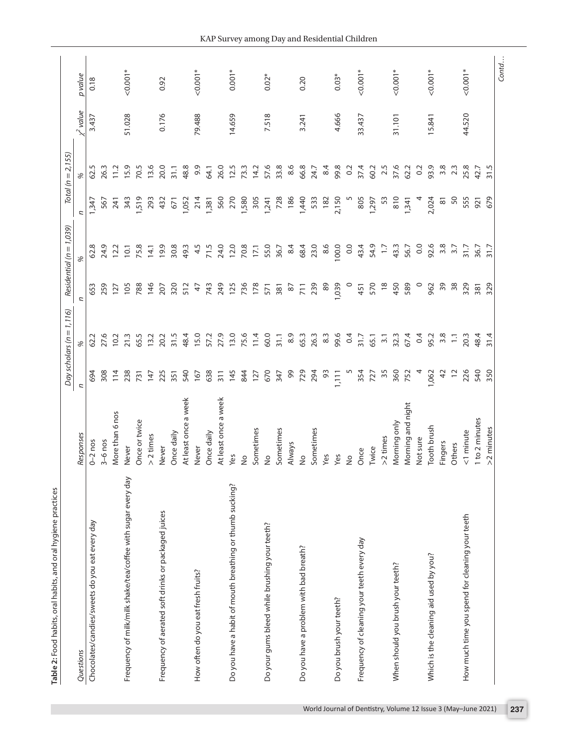**Table 2:** Food habits, oral habits, and oral hygiene practices

| Questions | Responses | Day scholars (n = 1,116) | | Residential (n = 1,039) | | Total (n = 2,155) | | $\chi^2$ value | p value |
|---|---|---|---|---|---|---|---|---|---|
| | | n | % | n | % | n | % | | |
| Chocolates/candies/sweets do you eat every day | 0–2 nos | 694 | 62.2 | 653 | 62.8 | 1,347 | 62.5 | 3.437 | 0.18 |
| | 3–6 nos | 308 | 27.6 | 259 | 24.9 | 567 | 26.3 | | |
| | More than 6 nos | 114 | 10.2 | 127 | 12.2 | 241 | 11.2 | | |
| Frequency of milk/milk shake/tea/coffee with sugar every day | Never | 238 | 21.3 | 105 | 10.1 | 343 | 15.9 | 51.028 | <0.001* |
| | Once or twice | 731 | 65.5 | 788 | 75.8 | 1,519 | 70.5 | | |
| | > 2 times | 147 | 13.2 | 146 | 14.1 | 293 | 13.6 | | |
| Frequency of aerated soft drinks or packaged juices | Never | 225 | 20.2 | 207 | 19.9 | 432 | 20.0 | 0.176 | 0.92 |
| | Once daily | 351 | 31.5 | 320 | 30.8 | 671 | 31.1 | | |
| | At least once a week | 540 | 48.4 | 512 | 49.3 | 1,052 | 48.8 | | |
| How often do you eat fresh fruits? | Never | 167 | 15.0 | 47 | 4.5 | 214 | 9.9 | 79.488 | <0.001* |
| | Once daily | 638 | 57.2 | 743 | 71.5 | 1,381 | 64.1 | | |
| | At least once a week | 311 | 27.9 | 249 | 24.0 | 560 | 26.0 | | |
| Do you have a habit of mouth breathing or thumb sucking? | Yes | 145 | 13.0 | 125 | 12.0 | 270 | 12.5 | 14.659 | 0.001* |
| | No | 844 | 75.6 | 736 | 70.8 | 1,580 | 73.3 | | |
| | Sometimes | 127 | 11.4 | 178 | 17.1 | 305 | 14.2 | | |
| Do your gums bleed while brushing your teeth? | No | 670 | 60.0 | 571 | 55.0 | 1,241 | 57.6 | 7.518 | 0.02* |
| | Sometimes | 347 | 31.1 | 381 | 36.7 | 728 | 33.8 | | |
| | Always | 99 | 8.9 | 87 | 8.4 | 186 | 8.6 | | |
| Do you have a problem with bad breath? | No | 729 | 65.3 | 711 | 68.4 | 1,440 | 66.8 | 3.241 | 0.20 |
| | Sometimes | 294 | 26.3 | 239 | 23.0 | 533 | 24.7 | | |
| | Yes | 93 | 8.3 | 89 | 8.6 | 182 | 8.4 | | |
| Do you brush your teeth? | Yes | 1,111 | 99.6 | 1,039 | 100.0 | 2,150 | 99.8 | 4.666 | 0.03* |
| | No | 5 | 0.4 | 0 | 0.0 | 5 | 0.2 | | |
| Frequency of cleaning your teeth every day | Once | 354 | 31.7 | 451 | 43.4 | 805 | 37.4 | 33.437 | <0.001* |
| | Twice | 727 | 65.1 | 570 | 54.9 | 1,297 | 60.2 | | |
| | >2 times | 35 | 3.1 | 18 | 1.7 | 53 | 2.5 | | |
| When should you brush your teeth? | Morning only | 360 | 32.3 | 450 | 43.3 | 810 | 37.6 | 31.101 | <0.001* |
| | Morning and night | 752 | 67.4 | 589 | 56.7 | 1,341 | 62.2 | | |
| | Not sure | 4 | 0.4 | 0 | 0.0 | 4 | 0.2 | | |
| Which is the cleaning aid used by you? | Tooth brush | 1,062 | 95.2 | 962 | 92.6 | 2,024 | 93.9 | 15.841 | <0.001* |
| | Fingers | 42 | 3.8 | 39 | 3.8 | 81 | 3.8 | | |
| | Others | 12 | 1.1 | 38 | 3.7 | 50 | 2.3 | | |
| How much time you spend for cleaning your teeth | <1 minute | 226 | 20.3 | 329 | 31.7 | 555 | 25.8 | 44.520 | <0.001* |
| | 1 to 2 minutes | 540 | 48.4 | 381 | 36.7 | 921 | 42.7 | | |
| | >2 minutes | 350 | 31.4 | 329 | 31.7 | 679 | 31.5 | | |

*Contd…*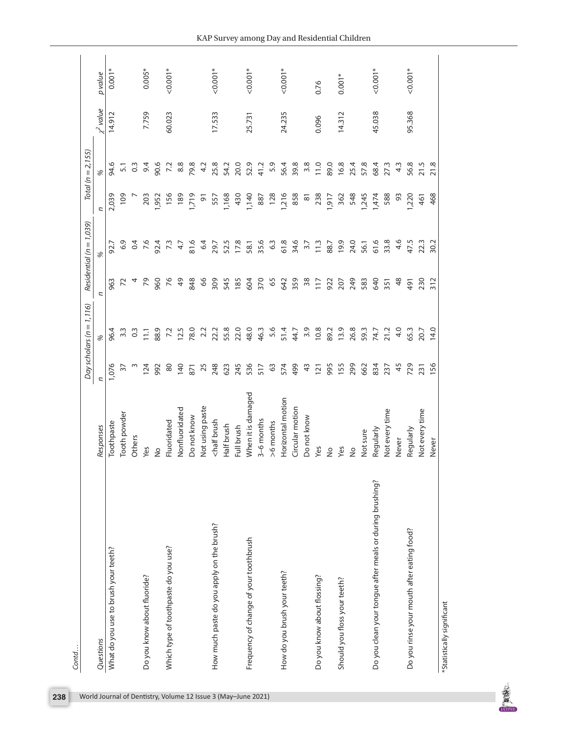*Contd…*

| Questions | Responses | Day scholars (n = 1,116) | | Residential (n = 1,039) | | Total (n = 2,155) | | $\chi^2$ value | p value |
|---|---|---|---|---|---|---|---|---|---|
| | | n | % | n | % | n | % | | |
| What do you use to brush your teeth? | Toothpaste | 1,076 | 96.4 | 963 | 92.7 | 2,039 | 94.6 | 14.912 | 0.001* |
| | Tooth powder | 37 | 3.3 | 72 | 6.9 | 109 | 5.1 | | |
| | Others | 3 | 0.3 | 4 | 0.4 | 7 | 0.3 | | |
| Do you know about fluoride? | Yes | 124 | 11.1 | 79 | 7.6 | 203 | 9.4 | 7.759 | 0.005* |
| | No | 992 | 88.9 | 960 | 92.4 | 1,952 | 90.6 | | |
| Which type of toothpaste do you use? | Fluoridated | 80 | 7.2 | 76 | 7.3 | 156 | 7.2 | 60.023 | <0.001* |
| | Nonfluoridated | 140 | 12.5 | 49 | 4.7 | 189 | 8.8 | | |
| | Do not know | 871 | 78.0 | 848 | 81.6 | 1,719 | 79.8 | | |
| | Not using paste | 25 | 2.2 | 66 | 6.4 | 91 | 4.2 | | |
| How much paste do you apply on the brush? | <half brush | 248 | 22.2 | 309 | 29.7 | 557 | 25.8 | 17.533 | <0.001* |
| | Half brush | 623 | 55.8 | 545 | 52.5 | 1,168 | 54.2 | | |
| | Full brush | 245 | 22.0 | 185 | 17.8 | 430 | 20.0 | | |
| Frequency of change of your toothbrush | When it is damaged | 536 | 48.0 | 604 | 58.1 | 1,140 | 52.9 | 25.731 | <0.001* |
| | 3–6 months | 517 | 46.3 | 370 | 35.6 | 887 | 41.2 | | |
| | >6 months | 63 | 5.6 | 65 | 6.3 | 128 | 5.9 | | |
| How do you brush your teeth? | Horizontal motion | 574 | 51.4 | 642 | 61.8 | 1,216 | 56.4 | 24.235 | <0.001* |
| | Circular motion | 499 | 44.7 | 359 | 34.6 | 858 | 39.8 | | |
| | Do not know | 43 | 3.9 | 38 | 3.7 | 81 | 3.8 | | |
| Do you know about flossing? | Yes | 121 | 10.8 | 117 | 11.3 | 238 | 11.0 | 0.096 | 0.76 |
| | No | 995 | 89.2 | 922 | 88.7 | 1,917 | 89.0 | | |
| Should you floss your teeth? | Yes | 155 | 13.9 | 207 | 19.9 | 362 | 16.8 | 14.312 | 0.001* |
| | No | 299 | 26.8 | 249 | 24.0 | 548 | 25.4 | | |
| | Not sure | 662 | 59.3 | 583 | 56.1 | 1,245 | 57.8 | | |
| Do you clean your tongue after meals or during brushing? | Regularly | 834 | 74.7 | 640 | 61.6 | 1,474 | 68.4 | 45.038 | <0.001* |
| | Not every time | 237 | 21.2 | 351 | 33.8 | 588 | 27.3 | | |
| | Never | 45 | 4.0 | 48 | 4.6 | 93 | 4.3 | | |
| Do you rinse your mouth after eating food? | Regularly | 729 | 65.3 | 491 | 47.5 | 1,220 | 56.8 | 95.368 | <0.001* |
| | Not every time | 231 | 20.7 | 230 | 22.3 | 461 | 21.5 | | |
| | Never | 156 | 14.0 | 312 | 30.2 | 468 | 21.8 | | |

*Statistically significant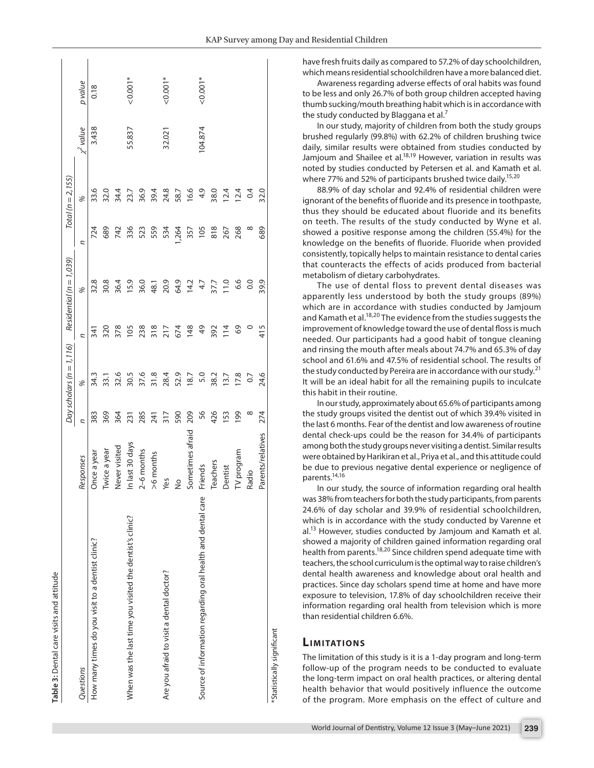**Table 3:** Dental care visits and attitude

| Questions | Responses | Day scholars (n = 1,116) | | Residential (n = 1,039) | | Total (n = 2,155) | | | |
|---|---|---|---|---|---|---|---|---|---|
| | | n | % | n | % | n | % | $\chi^2$ value | p value |
| How many times do you visit to a dentist clinic? | Once a year | 383 | 34.3 | 341 | 32.8 | 724 | 33.6 | 3.438 | 0.18 |
| | Twice a year | 369 | 33.1 | 320 | 30.8 | 689 | 32.0 | | |
| | Never visited | 364 | 32.6 | 378 | 36.4 | 742 | 34.4 | | |
| When was the last time you visited the dentist's clinic? | In last 30 days | 231 | 30.5 | 105 | 15.9 | 336 | 23.7 | 55.837 | <0.001* |
| | 2–6 months | 285 | 37.6 | 238 | 36.0 | 523 | 36.9 | | |
| | >6 months | 241 | 31.8 | 318 | 48.1 | 559 | 39.4 | | |
| Are you afraid to visit a dental doctor? | Yes | 317 | 28.4 | 217 | 20.9 | 534 | 24.8 | 32.021 | <0.001* |
| | No | 590 | 52.9 | 674 | 64.9 | 1,264 | 58.7 | | |
| | Sometimes afraid | 209 | 18.7 | 148 | 14.2 | 357 | 16.6 | | |
| Source of information regarding oral health and dental care | Friends | 56 | 5.0 | 49 | 4.7 | 105 | 4.9 | 104.874 | <0.001* |
| | Teachers | 426 | 38.2 | 392 | 37.7 | 818 | 38.0 | | |
| | Dentist | 153 | 13.7 | 114 | 11.0 | 267 | 12.4 | | |
| | TV program | 199 | 17.8 | 69 | 6.6 | 268 | 12.4 | | |
| | Radio | 8 | 0.7 | 0 | 0.0 | 8 | 0.4 | | |
| | Parents/relatives | 274 | 24.6 | 415 | 39.9 | 689 | 32.0 | | |

*Statistically significant

have fresh fruits daily as compared to 57.2% of day schoolchildren, which means residential schoolchildren have a more balanced diet.

Awareness regarding adverse effects of oral habits was found to be less and only 26.7% of both group children accepted having thumb sucking/mouth breathing habit which is in accordance with the study conducted by Blaggana et al.[7]

In our study, majority of children from both the study groups brushed regularly (99.8%) with 62.2% of children brushing twice daily, similar results were obtained from studies conducted by Jamjoum and Shailee et al.[18,19] However, variation in results was noted by studies conducted by Petersen et al. and Kamath et al. where 77% and 52% of participants brushed twice daily.[15,20]

88.9% of day scholar and 92.4% of residential children were ignorant of the benefits of fluoride and its presence in toothpaste, thus they should be educated about fluoride and its benefits on teeth. The results of the study conducted by Wyne et al. showed a positive response among the children (55.4%) for the knowledge on the benefits of fluoride. Fluoride when provided consistently, topically helps to maintain resistance to dental caries that counteracts the effects of acids produced from bacterial metabolism of dietary carbohydrates.

The use of dental floss to prevent dental diseases was apparently less understood by both the study groups (89%) which are in accordance with studies conducted by Jamjoum and Kamath et al.[18,20] The evidence from the studies suggests the improvement of knowledge toward the use of dental floss is much needed. Our participants had a good habit of tongue cleaning and rinsing the mouth after meals about 74.7% and 65.3% of day school and 61.6% and 47.5% of residential school. The results of the study conducted by Pereira are in accordance with our study.[21] It will be an ideal habit for all the remaining pupils to inculcate this habit in their routine.

In our study, approximately about 65.6% of participants among the study groups visited the dentist out of which 39.4% visited in the last 6 months. Fear of the dentist and low awareness of routine dental check-ups could be the reason for 34.4% of participants among both the study groups never visiting a dentist. Similar results were obtained by Harikiran et al., Priya et al., and this attitude could be due to previous negative dental experience or negligence of parents.[14,16]

In our study, the source of information regarding oral health was 38% from teachers for both the study participants, from parents 24.6% of day scholar and 39.9% of residential schoolchildren, which is in accordance with the study conducted by Varenne et al.[13] However, studies conducted by Jamjoum and Kamath et al. showed a majority of children gained information regarding oral health from parents.[18,20] Since children spend adequate time with teachers, the school curriculum is the optimal way to raise children's dental health awareness and knowledge about oral health and practices. Since day scholars spend time at home and have more exposure to television, 17.8% of day schoolchildren receive their information regarding oral health from television which is more than residential children 6.6%.

## Limitations

The limitation of this study is it is a 1-day program and long-term follow-up of the program needs to be conducted to evaluate the long-term impact on oral health practices, or altering dental health behavior that would positively influence the outcome of the program. More emphasis on the effect of culture and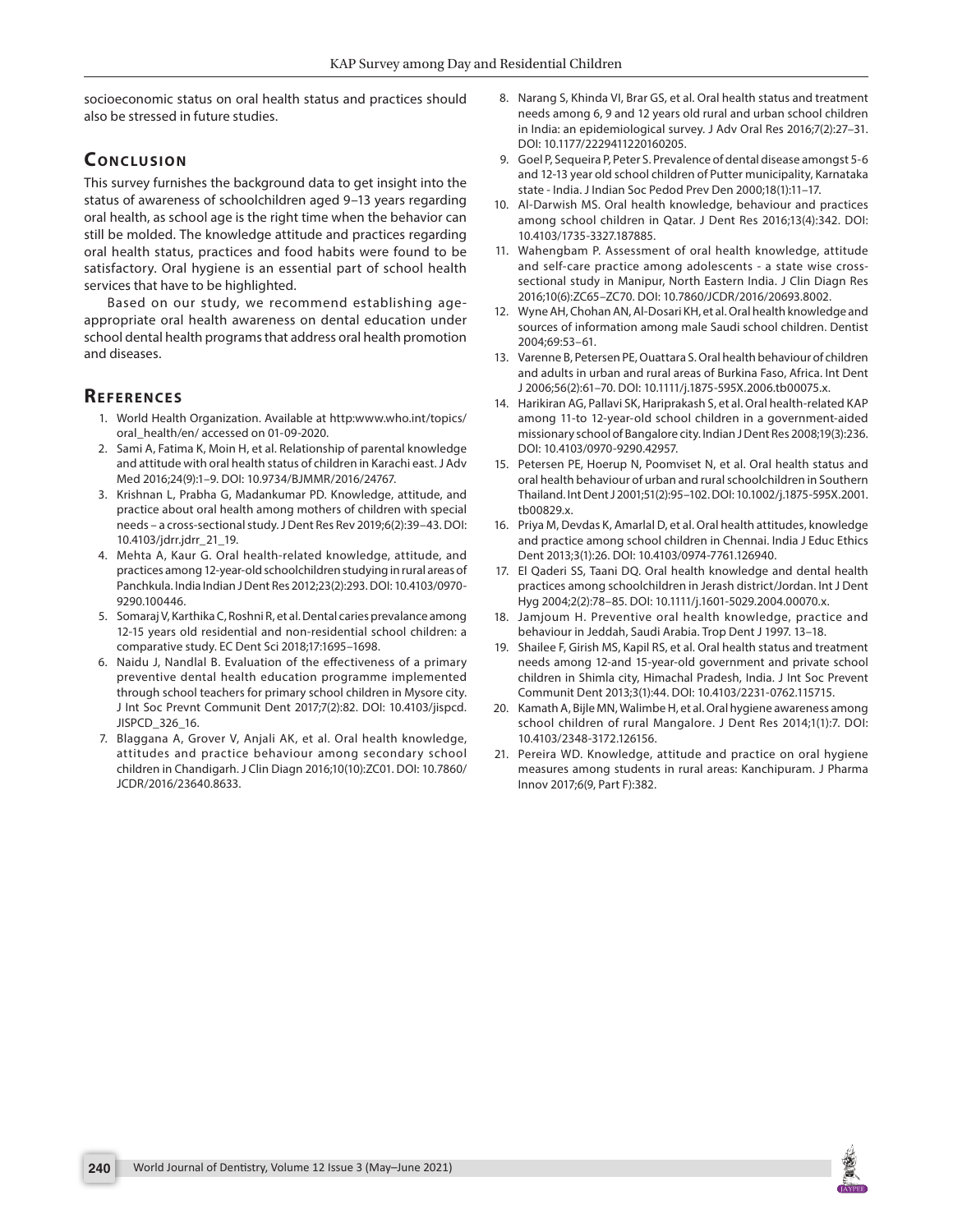socioeconomic status on oral health status and practices should also be stressed in future studies.

## Conclusion

This survey furnishes the background data to get insight into the status of awareness of schoolchildren aged 9–13 years regarding oral health, as school age is the right time when the behavior can still be molded. The knowledge attitude and practices regarding oral health status, practices and food habits were found to be satisfactory. Oral hygiene is an essential part of school health services that have to be highlighted.

Based on our study, we recommend establishing age-appropriate oral health awareness on dental education under school dental health programs that address oral health promotion and diseases.

## References

1. World Health Organization. Available at http:www.who.int/topics/oral_health/en/ accessed on 01-09-2020.
2. Sami A, Fatima K, Moin H, et al. Relationship of parental knowledge and attitude with oral health status of children in Karachi east. J Adv Med 2016;24(9):1–9. DOI: 10.9734/BJMMR/2016/24767.
3. Krishnan L, Prabha G, Madankumar PD. Knowledge, attitude, and practice about oral health among mothers of children with special needs – a cross-sectional study. J Dent Res Rev 2019;6(2):39–43. DOI: 10.4103/jdrr.jdrr_21_19.
4. Mehta A, Kaur G. Oral health-related knowledge, attitude, and practices among 12-year-old schoolchildren studying in rural areas of Panchkula. India Indian J Dent Res 2012;23(2):293. DOI: 10.4103/0970-9290.100446.
5. Somaraj V, Karthika C, Roshni R, et al. Dental caries prevalance among 12-15 years old residential and non-residential school children: a comparative study. EC Dent Sci 2018;17:1695–1698.
6. Naidu J, Nandlal B. Evaluation of the effectiveness of a primary preventive dental health education programme implemented through school teachers for primary school children in Mysore city. J Int Soc Prevnt Communit Dent 2017;7(2):82. DOI: 10.4103/jispcd.JISPCD_326_16.
7. Blaggana A, Grover V, Anjali AK, et al. Oral health knowledge, attitudes and practice behaviour among secondary school children in Chandigarh. J Clin Diagn 2016;10(10):ZC01. DOI: 10.7860/JCDR/2016/23640.8633.
8. Narang S, Khinda VI, Brar GS, et al. Oral health status and treatment needs among 6, 9 and 12 years old rural and urban school children in India: an epidemiological survey. J Adv Oral Res 2016;7(2):27–31. DOI: 10.1177/2229411220160205.
9. Goel P, Sequeira P, Peter S. Prevalence of dental disease amongst 5-6 and 12-13 year old school children of Putter municipality, Karnataka state - India. J Indian Soc Pedod Prev Den 2000;18(1):11–17.
10. Al-Darwish MS. Oral health knowledge, behaviour and practices among school children in Qatar. J Dent Res 2016;13(4):342. DOI: 10.4103/1735-3327.187885.
11. Wahengbam P. Assessment of oral health knowledge, attitude and self-care practice among adolescents - a state wise cross-sectional study in Manipur, North Eastern India. J Clin Diagn Res 2016;10(6):ZC65–ZC70. DOI: 10.7860/JCDR/2016/20693.8002.
12. Wyne AH, Chohan AN, Al-Dosari KH, et al. Oral health knowledge and sources of information among male Saudi school children. Dentist 2004;69:53–61.
13. Varenne B, Petersen PE, Ouattara S. Oral health behaviour of children and adults in urban and rural areas of Burkina Faso, Africa. Int Dent J 2006;56(2):61–70. DOI: 10.1111/j.1875-595X.2006.tb00075.x.
14. Harikiran AG, Pallavi SK, Hariprakash S, et al. Oral health-related KAP among 11-to 12-year-old school children in a government-aided missionary school of Bangalore city. Indian J Dent Res 2008;19(3):236. DOI: 10.4103/0970-9290.42957.
15. Petersen PE, Hoerup N, Poomviset N, et al. Oral health status and oral health behaviour of urban and rural schoolchildren in Southern Thailand. Int Dent J 2001;51(2):95–102. DOI: 10.1002/j.1875-595X.2001.tb00829.x.
16. Priya M, Devdas K, Amarlal D, et al. Oral health attitudes, knowledge and practice among school children in Chennai. India J Educ Ethics Dent 2013;3(1):26. DOI: 10.4103/0974-7761.126940.
17. El Qaderi SS, Taani DQ. Oral health knowledge and dental health practices among schoolchildren in Jerash district/Jordan. Int J Dent Hyg 2004;2(2):78–85. DOI: 10.1111/j.1601-5029.2004.00070.x.
18. Jamjoum H. Preventive oral health knowledge, practice and behaviour in Jeddah, Saudi Arabia. Trop Dent J 1997. 13–18.
19. Shailee F, Girish MS, Kapil RS, et al. Oral health status and treatment needs among 12-and 15-year-old government and private school children in Shimla city, Himachal Pradesh, India. J Int Soc Prevent Communit Dent 2013;3(1):44. DOI: 10.4103/2231-0762.115715.
20. Kamath A, Bijle MN, Walimbe H, et al. Oral hygiene awareness among school children of rural Mangalore. J Dent Res 2014;1(1):7. DOI: 10.4103/2348-3172.126156.
21. Pereira WD. Knowledge, attitude and practice on oral hygiene measures among students in rural areas: Kanchipuram. J Pharma Innov 2017;6(9, Part F):382.